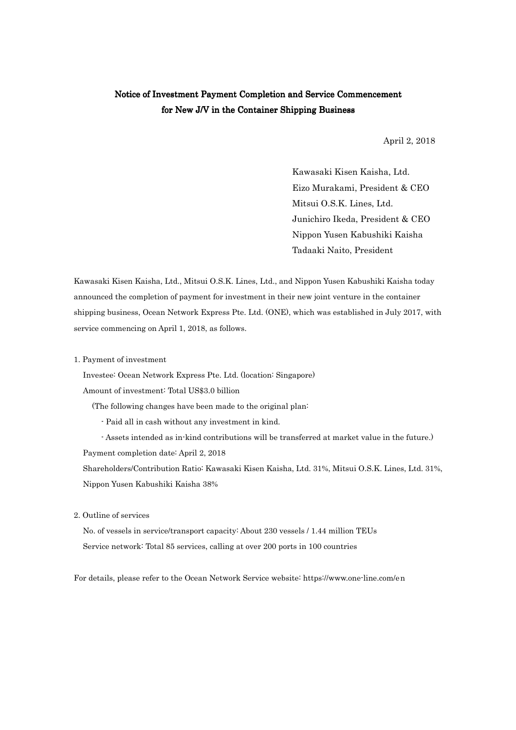# Notice of Investment Payment Completion and Service Commencement for New J/V in the Container Shipping Business

April 2, 2018

Kawasaki Kisen Kaisha, Ltd.
Eizo Murakami, President & CEO
Mitsui O.S.K. Lines, Ltd.
Junichiro Ikeda, President & CEO
Nippon Yusen Kabushiki Kaisha
Tadaaki Naito, President

Kawasaki Kisen Kaisha, Ltd., Mitsui O.S.K. Lines, Ltd., and Nippon Yusen Kabushiki Kaisha today announced the completion of payment for investment in their new joint venture in the container shipping business, Ocean Network Express Pte. Ltd. (ONE), which was established in July 2017, with service commencing on April 1, 2018, as follows.

1. Payment of investment

   Investee: Ocean Network Express Pte. Ltd. (location: Singapore)

   Amount of investment: Total US$3.0 billion

   (The following changes have been made to the original plan:

   - Paid all in cash without any investment in kind.
   - Assets intended as in-kind contributions will be transferred at market value in the future.)

   Payment completion date: April 2, 2018

   Shareholders/Contribution Ratio: Kawasaki Kisen Kaisha, Ltd. 31%, Mitsui O.S.K. Lines, Ltd. 31%, Nippon Yusen Kabushiki Kaisha 38%

2. Outline of services

   No. of vessels in service/transport capacity: About 230 vessels / 1.44 million TEUs

   Service network: Total 85 services, calling at over 200 ports in 100 countries

For details, please refer to the Ocean Network Service website: https://www.one-line.com/en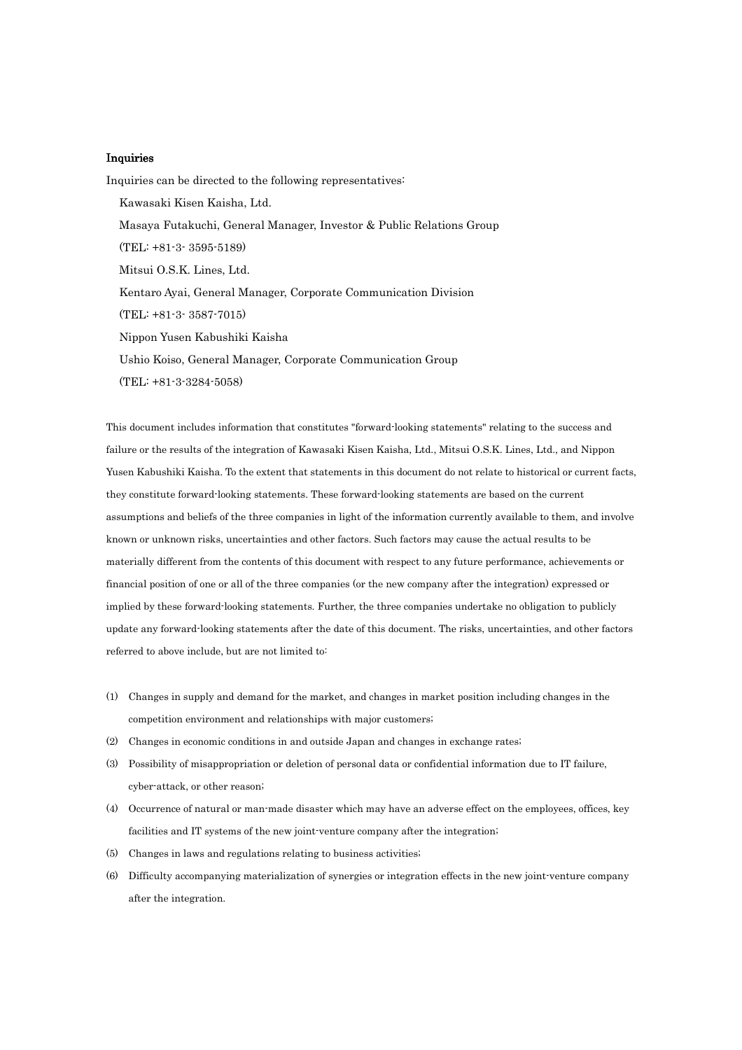**Inquiries**

Inquiries can be directed to the following representatives:

Kawasaki Kisen Kaisha, Ltd.

Masaya Futakuchi, General Manager, Investor & Public Relations Group

(TEL: +81-3- 3595-5189)

Mitsui O.S.K. Lines, Ltd.

Kentaro Ayai, General Manager, Corporate Communication Division

(TEL: +81-3- 3587-7015)

Nippon Yusen Kabushiki Kaisha

Ushio Koiso, General Manager, Corporate Communication Group

(TEL: +81-3-3284-5058)

This document includes information that constitutes "forward-looking statements" relating to the success and failure or the results of the integration of Kawasaki Kisen Kaisha, Ltd., Mitsui O.S.K. Lines, Ltd., and Nippon Yusen Kabushiki Kaisha. To the extent that statements in this document do not relate to historical or current facts, they constitute forward-looking statements. These forward-looking statements are based on the current assumptions and beliefs of the three companies in light of the information currently available to them, and involve known or unknown risks, uncertainties and other factors. Such factors may cause the actual results to be materially different from the contents of this document with respect to any future performance, achievements or financial position of one or all of the three companies (or the new company after the integration) expressed or implied by these forward-looking statements. Further, the three companies undertake no obligation to publicly update any forward-looking statements after the date of this document. The risks, uncertainties, and other factors referred to above include, but are not limited to:

(1) Changes in supply and demand for the market, and changes in market position including changes in the competition environment and relationships with major customers;
(2) Changes in economic conditions in and outside Japan and changes in exchange rates;
(3) Possibility of misappropriation or deletion of personal data or confidential information due to IT failure, cyber-attack, or other reason;
(4) Occurrence of natural or man-made disaster which may have an adverse effect on the employees, offices, key facilities and IT systems of the new joint-venture company after the integration;
(5) Changes in laws and regulations relating to business activities;
(6) Difficulty accompanying materialization of synergies or integration effects in the new joint-venture company after the integration.